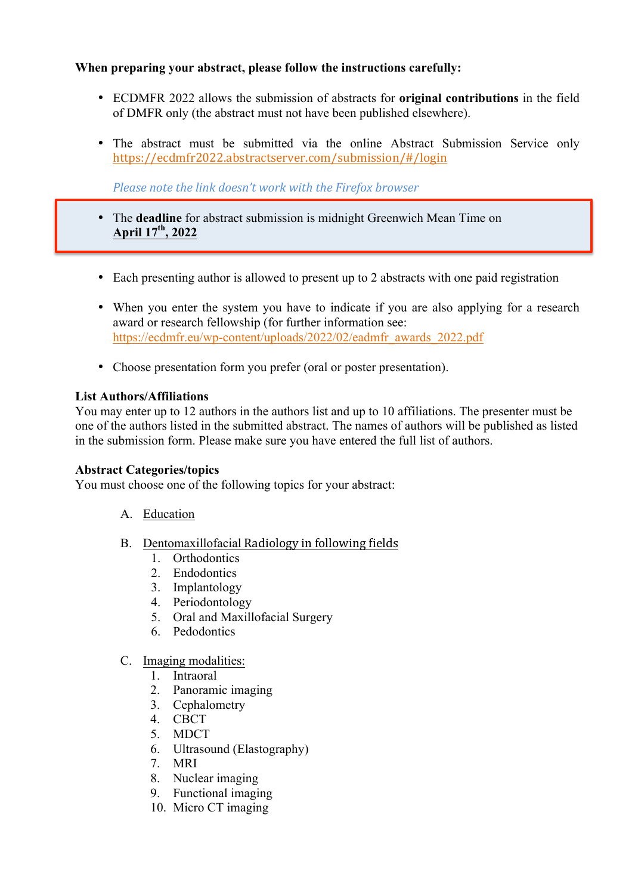**When preparing your abstract, please follow the instructions carefully:**

- ECDMFR 2022 allows the submission of abstracts for **original contributions** in the field of DMFR only (the abstract must not have been published elsewhere).

- The abstract must be submitted via the online Abstract Submission Service only https://ecdmfr2022.abstractserver.com/submission/#/login

  *Please note the link doesn't work with the Firefox browser*

- The **deadline** for abstract submission is midnight Greenwich Mean Time on **April 17th, 2022**

- Each presenting author is allowed to present up to 2 abstracts with one paid registration

- When you enter the system you have to indicate if you are also applying for a research award or research fellowship (for further information see: https://ecdmfr.eu/wp-content/uploads/2022/02/eadmfr_awards_2022.pdf

- Choose presentation form you prefer (oral or poster presentation).

**List Authors/Affiliations**

You may enter up to 12 authors in the authors list and up to 10 affiliations. The presenter must be one of the authors listed in the submitted abstract. The names of authors will be published as listed in the submission form. Please make sure you have entered the full list of authors.

**Abstract Categories/topics**

You must choose one of the following topics for your abstract:

A. Education

B. Dentomaxillofacial Radiology in following fields
   1. Orthodontics
   2. Endodontics
   3. Implantology
   4. Periodontology
   5. Oral and Maxillofacial Surgery
   6. Pedodontics

C. Imaging modalities:
   1. Intraoral
   2. Panoramic imaging
   3. Cephalometry
   4. CBCT
   5. MDCT
   6. Ultrasound (Elastography)
   7. MRI
   8. Nuclear imaging
   9. Functional imaging
   10. Micro CT imaging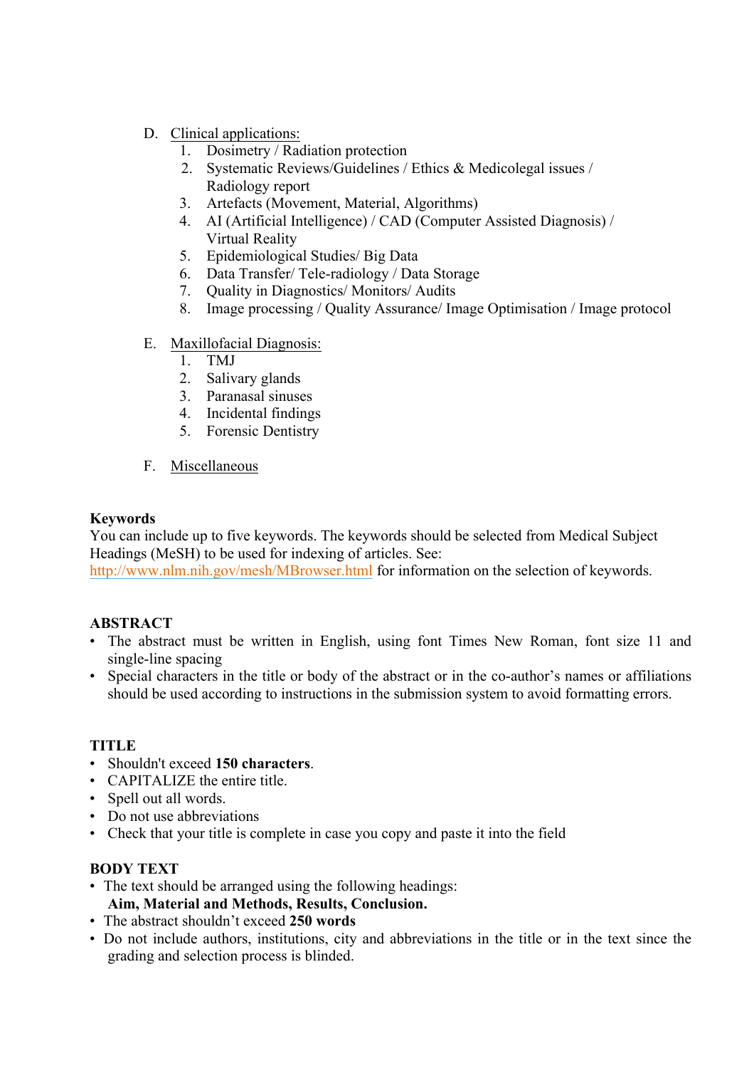D. Clinical applications:
   1. Dosimetry / Radiation protection
   2. Systematic Reviews/Guidelines / Ethics & Medicolegal issues / Radiology report
   3. Artefacts (Movement, Material, Algorithms)
   4. AI (Artificial Intelligence) / CAD (Computer Assisted Diagnosis) / Virtual Reality
   5. Epidemiological Studies/ Big Data
   6. Data Transfer/ Tele-radiology / Data Storage
   7. Quality in Diagnostics/ Monitors/ Audits
   8. Image processing / Quality Assurance/ Image Optimisation / Image protocol

E. Maxillofacial Diagnosis:
   1. TMJ
   2. Salivary glands
   3. Paranasal sinuses
   4. Incidental findings
   5. Forensic Dentistry

F. Miscellaneous

**Keywords**

You can include up to five keywords. The keywords should be selected from Medical Subject Headings (MeSH) to be used for indexing of articles. See: http://www.nlm.nih.gov/mesh/MBrowser.html for information on the selection of keywords.

**ABSTRACT**

- The abstract must be written in English, using font Times New Roman, font size 11 and single-line spacing
- Special characters in the title or body of the abstract or in the co-author's names or affiliations should be used according to instructions in the submission system to avoid formatting errors.

**TITLE**

- Shouldn't exceed **150 characters**.
- CAPITALIZE the entire title.
- Spell out all words.
- Do not use abbreviations
- Check that your title is complete in case you copy and paste it into the field

**BODY TEXT**

- The text should be arranged using the following headings:
  **Aim, Material and Methods, Results, Conclusion.**
- The abstract shouldn't exceed **250 words**
- Do not include authors, institutions, city and abbreviations in the title or in the text since the grading and selection process is blinded.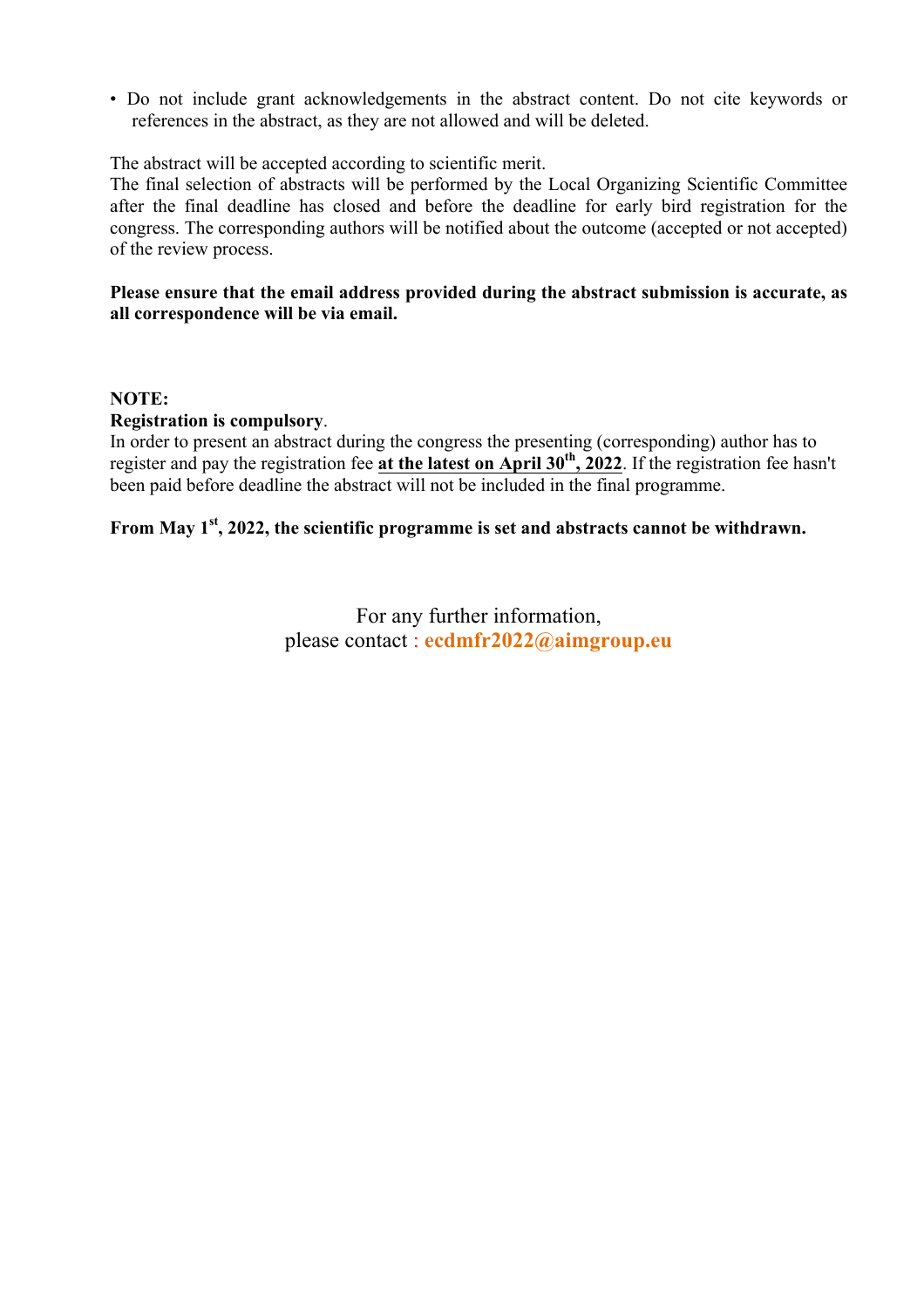- Do not include grant acknowledgements in the abstract content. Do not cite keywords or references in the abstract, as they are not allowed and will be deleted.

The abstract will be accepted according to scientific merit.
The final selection of abstracts will be performed by the Local Organizing Scientific Committee after the final deadline has closed and before the deadline for early bird registration for the congress. The corresponding authors will be notified about the outcome (accepted or not accepted) of the review process.

**Please ensure that the email address provided during the abstract submission is accurate, as all correspondence will be via email.**

**NOTE:**
**Registration is compulsory**.
In order to present an abstract during the congress the presenting (corresponding) author has to register and pay the registration fee **at the latest on April 30th, 2022**. If the registration fee hasn't been paid before deadline the abstract will not be included in the final programme.

**From May 1st, 2022, the scientific programme is set and abstracts cannot be withdrawn.**

For any further information,
please contact : **ecdmfr2022@aimgroup.eu**